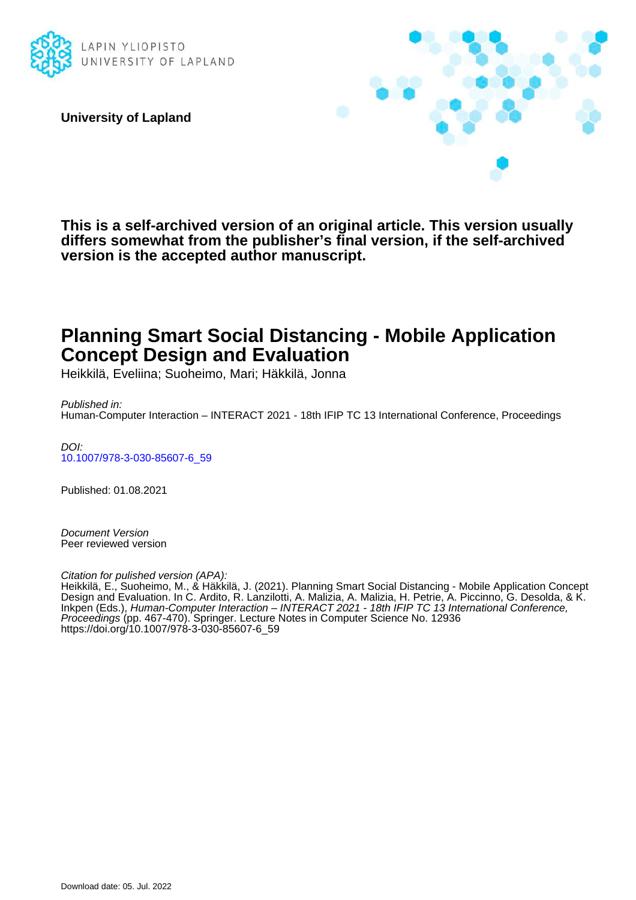LAPIN YLIOPISTO
UNIVERSITY OF LAPLAND

**University of Lapland**

**This is a self-archived version of an original article. This version usually differs somewhat from the publisher's final version, if the self-archived version is the accepted author manuscript.**

# Planning Smart Social Distancing - Mobile Application Concept Design and Evaluation

Heikkilä, Eveliina; Suoheimo, Mari; Häkkilä, Jonna

*Published in:*
Human-Computer Interaction – INTERACT 2021 - 18th IFIP TC 13 International Conference, Proceedings

*DOI:*
10.1007/978-3-030-85607-6_59

Published: 01.08.2021

*Document Version*
Peer reviewed version

*Citation for pulished version (APA):*
Heikkilä, E., Suoheimo, M., & Häkkilä, J. (2021). Planning Smart Social Distancing - Mobile Application Concept Design and Evaluation. In C. Ardito, R. Lanzilotti, A. Malizia, A. Malizia, H. Petrie, A. Piccinno, G. Desolda, & K. Inkpen (Eds.), *Human-Computer Interaction – INTERACT 2021 - 18th IFIP TC 13 International Conference, Proceedings* (pp. 467-470). Springer. Lecture Notes in Computer Science No. 12936
https://doi.org/10.1007/978-3-030-85607-6_59

Download date: 05. Jul. 2022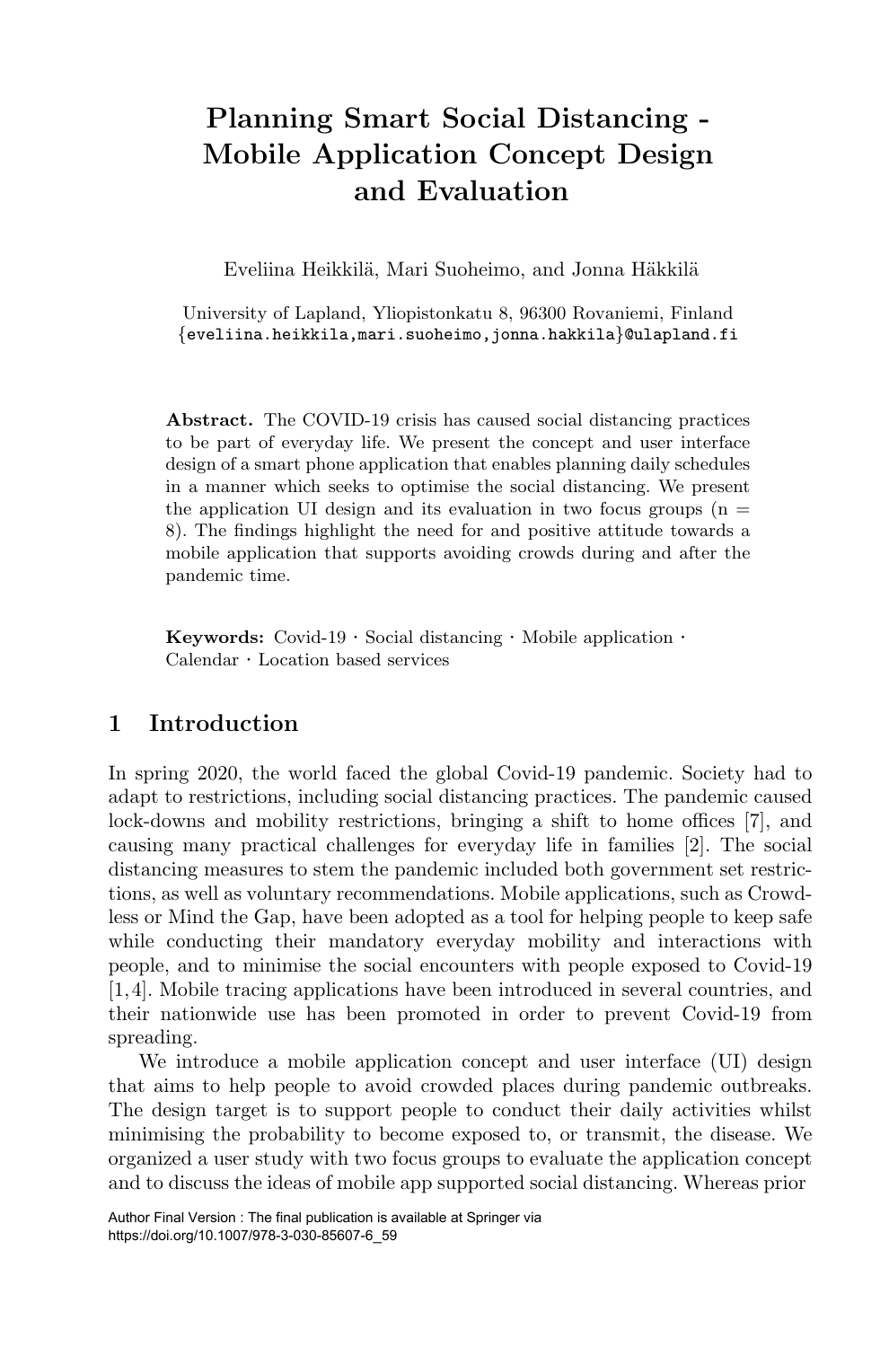# Planning Smart Social Distancing - Mobile Application Concept Design and Evaluation

Eveliina Heikkilä, Mari Suoheimo, and Jonna Häkkilä

University of Lapland, Yliopistonkatu 8, 96300 Rovaniemi, Finland
{eveliina.heikkila,mari.suoheimo,jonna.hakkila}@ulapland.fi

**Abstract.** The COVID-19 crisis has caused social distancing practices to be part of everyday life. We present the concept and user interface design of a smart phone application that enables planning daily schedules in a manner which seeks to optimise the social distancing. We present the application UI design and its evaluation in two focus groups (n = 8). The findings highlight the need for and positive attitude towards a mobile application that supports avoiding crowds during and after the pandemic time.

**Keywords:** Covid-19 · Social distancing · Mobile application · Calendar · Location based services

## 1 Introduction

In spring 2020, the world faced the global Covid-19 pandemic. Society had to adapt to restrictions, including social distancing practices. The pandemic caused lock-downs and mobility restrictions, bringing a shift to home offices [7], and causing many practical challenges for everyday life in families [2]. The social distancing measures to stem the pandemic included both government set restrictions, as well as voluntary recommendations. Mobile applications, such as Crowdless or Mind the Gap, have been adopted as a tool for helping people to keep safe while conducting their mandatory everyday mobility and interactions with people, and to minimise the social encounters with people exposed to Covid-19 [1,4]. Mobile tracing applications have been introduced in several countries, and their nationwide use has been promoted in order to prevent Covid-19 from spreading.

We introduce a mobile application concept and user interface (UI) design that aims to help people to avoid crowded places during pandemic outbreaks. The design target is to support people to conduct their daily activities whilst minimising the probability to become exposed to, or transmit, the disease. We organized a user study with two focus groups to evaluate the application concept and to discuss the ideas of mobile app supported social distancing. Whereas prior

Author Final Version : The final publication is available at Springer via https://doi.org/10.1007/978-3-030-85607-6_59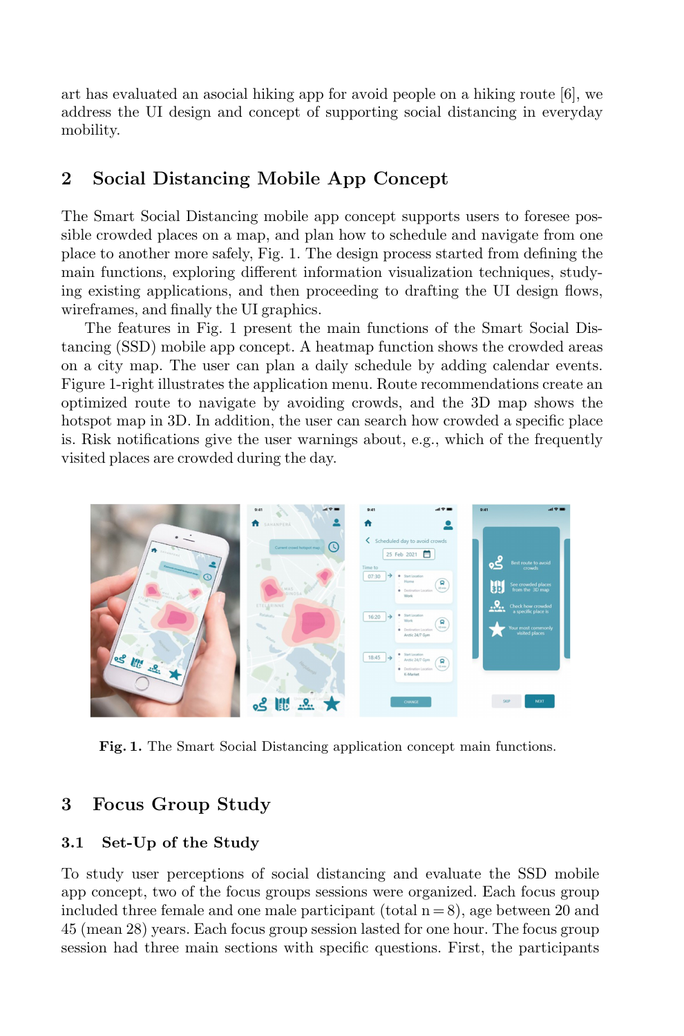art has evaluated an asocial hiking app for avoid people on a hiking route [6], we address the UI design and concept of supporting social distancing in everyday mobility.

## 2 Social Distancing Mobile App Concept

The Smart Social Distancing mobile app concept supports users to foresee possible crowded places on a map, and plan how to schedule and navigate from one place to another more safely, Fig. 1. The design process started from defining the main functions, exploring different information visualization techniques, studying existing applications, and then proceeding to drafting the UI design flows, wireframes, and finally the UI graphics.

The features in Fig. 1 present the main functions of the Smart Social Distancing (SSD) mobile app concept. A heatmap function shows the crowded areas on a city map. The user can plan a daily schedule by adding calendar events. Figure 1-right illustrates the application menu. Route recommendations create an optimized route to navigate by avoiding crowds, and the 3D map shows the hotspot map in 3D. In addition, the user can search how crowded a specific place is. Risk notifications give the user warnings about, e.g., which of the frequently visited places are crowded during the day.

**Fig. 1.** The Smart Social Distancing application concept main functions.

## 3 Focus Group Study

### 3.1 Set-Up of the Study

To study user perceptions of social distancing and evaluate the SSD mobile app concept, two of the focus groups sessions were organized. Each focus group included three female and one male participant (total n = 8), age between 20 and 45 (mean 28) years. Each focus group session lasted for one hour. The focus group session had three main sections with specific questions. First, the participants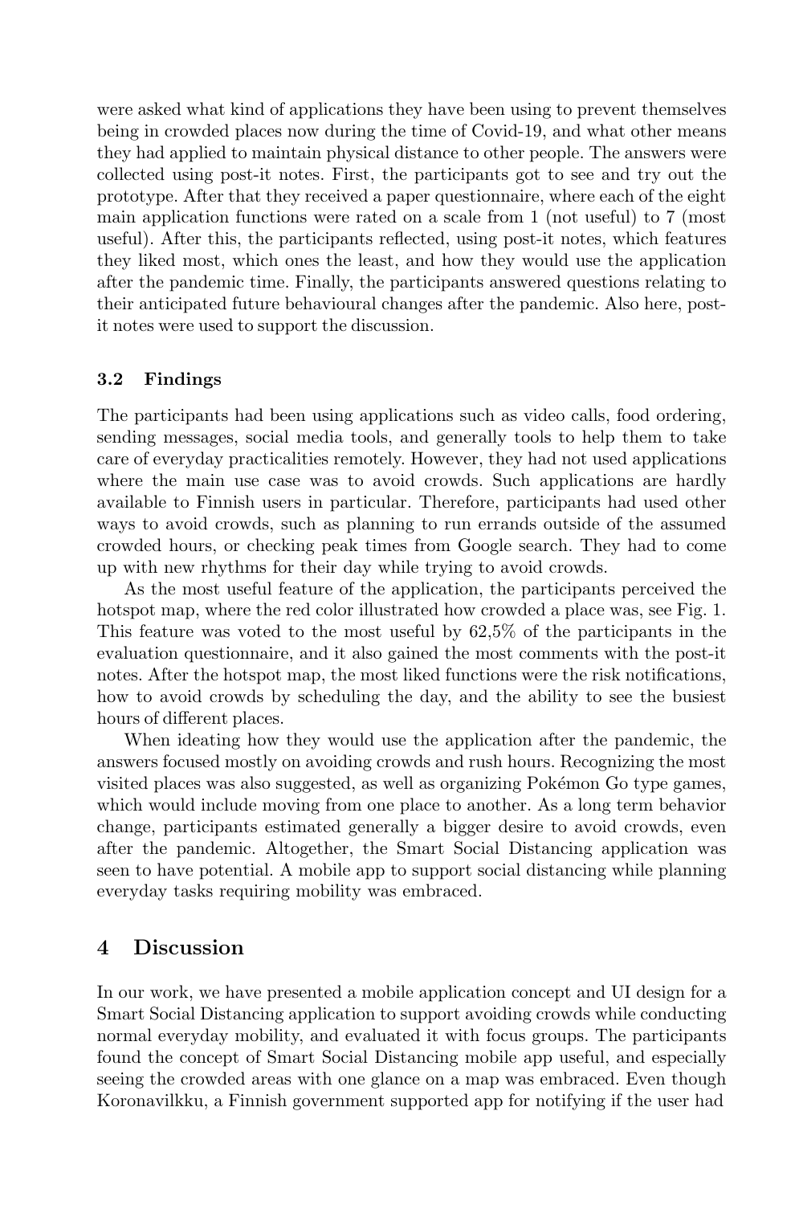were asked what kind of applications they have been using to prevent themselves being in crowded places now during the time of Covid-19, and what other means they had applied to maintain physical distance to other people. The answers were collected using post-it notes. First, the participants got to see and try out the prototype. After that they received a paper questionnaire, where each of the eight main application functions were rated on a scale from 1 (not useful) to 7 (most useful). After this, the participants reflected, using post-it notes, which features they liked most, which ones the least, and how they would use the application after the pandemic time. Finally, the participants answered questions relating to their anticipated future behavioural changes after the pandemic. Also here, post-it notes were used to support the discussion.

### 3.2 Findings

The participants had been using applications such as video calls, food ordering, sending messages, social media tools, and generally tools to help them to take care of everyday practicalities remotely. However, they had not used applications where the main use case was to avoid crowds. Such applications are hardly available to Finnish users in particular. Therefore, participants had used other ways to avoid crowds, such as planning to run errands outside of the assumed crowded hours, or checking peak times from Google search. They had to come up with new rhythms for their day while trying to avoid crowds.

As the most useful feature of the application, the participants perceived the hotspot map, where the red color illustrated how crowded a place was, see Fig. 1. This feature was voted to the most useful by 62,5% of the participants in the evaluation questionnaire, and it also gained the most comments with the post-it notes. After the hotspot map, the most liked functions were the risk notifications, how to avoid crowds by scheduling the day, and the ability to see the busiest hours of different places.

When ideating how they would use the application after the pandemic, the answers focused mostly on avoiding crowds and rush hours. Recognizing the most visited places was also suggested, as well as organizing Pokémon Go type games, which would include moving from one place to another. As a long term behavior change, participants estimated generally a bigger desire to avoid crowds, even after the pandemic. Altogether, the Smart Social Distancing application was seen to have potential. A mobile app to support social distancing while planning everyday tasks requiring mobility was embraced.

## 4 Discussion

In our work, we have presented a mobile application concept and UI design for a Smart Social Distancing application to support avoiding crowds while conducting normal everyday mobility, and evaluated it with focus groups. The participants found the concept of Smart Social Distancing mobile app useful, and especially seeing the crowded areas with one glance on a map was embraced. Even though Koronavilkku, a Finnish government supported app for notifying if the user had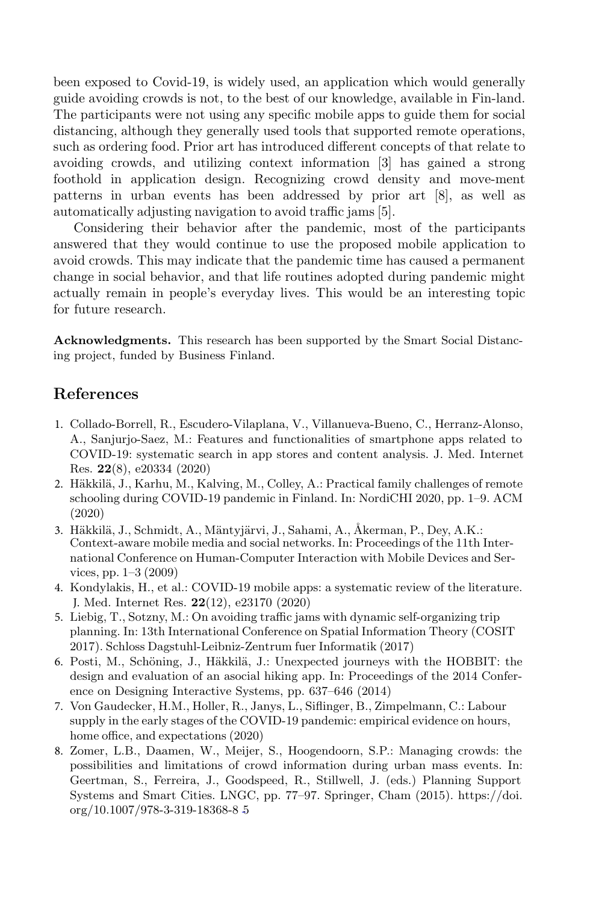been exposed to Covid-19, is widely used, an application which would generally guide avoiding crowds is not, to the best of our knowledge, available in Fin-land. The participants were not using any specific mobile apps to guide them for social distancing, although they generally used tools that supported remote operations, such as ordering food. Prior art has introduced different concepts of that relate to avoiding crowds, and utilizing context information [3] has gained a strong foothold in application design. Recognizing crowd density and move-ment patterns in urban events has been addressed by prior art [8], as well as automatically adjusting navigation to avoid traffic jams [5].

Considering their behavior after the pandemic, most of the participants answered that they would continue to use the proposed mobile application to avoid crowds. This may indicate that the pandemic time has caused a permanent change in social behavior, and that life routines adopted during pandemic might actually remain in people's everyday lives. This would be an interesting topic for future research.

**Acknowledgments.** This research has been supported by the Smart Social Distancing project, funded by Business Finland.

## References

1. Collado-Borrell, R., Escudero-Vilaplana, V., Villanueva-Bueno, C., Herranz-Alonso, A., Sanjurjo-Saez, M.: Features and functionalities of smartphone apps related to COVID-19: systematic search in app stores and content analysis. J. Med. Internet Res. **22**(8), e20334 (2020)
2. Häkkilä, J., Karhu, M., Kalving, M., Colley, A.: Practical family challenges of remote schooling during COVID-19 pandemic in Finland. In: NordiCHI 2020, pp. 1–9. ACM (2020)
3. Häkkilä, J., Schmidt, A., Mäntyjärvi, J., Sahami, A., Åkerman, P., Dey, A.K.: Context-aware mobile media and social networks. In: Proceedings of the 11th International Conference on Human-Computer Interaction with Mobile Devices and Services, pp. 1–3 (2009)
4. Kondylakis, H., et al.: COVID-19 mobile apps: a systematic review of the literature. J. Med. Internet Res. **22**(12), e23170 (2020)
5. Liebig, T., Sotzny, M.: On avoiding traffic jams with dynamic self-organizing trip planning. In: 13th International Conference on Spatial Information Theory (COSIT 2017). Schloss Dagstuhl-Leibniz-Zentrum fuer Informatik (2017)
6. Posti, M., Schöning, J., Häkkilä, J.: Unexpected journeys with the HOBBIT: the design and evaluation of an asocial hiking app. In: Proceedings of the 2014 Conference on Designing Interactive Systems, pp. 637–646 (2014)
7. Von Gaudecker, H.M., Holler, R., Janys, L., Siflinger, B., Zimpelmann, C.: Labour supply in the early stages of the COVID-19 pandemic: empirical evidence on hours, home office, and expectations (2020)
8. Zomer, L.B., Daamen, W., Meijer, S., Hoogendoorn, S.P.: Managing crowds: the possibilities and limitations of crowd information during urban mass events. In: Geertman, S., Ferreira, J., Goodspeed, R., Stillwell, J. (eds.) Planning Support Systems and Smart Cities. LNGC, pp. 77–97. Springer, Cham (2015). https://doi.org/10.1007/978-3-319-18368-8_5